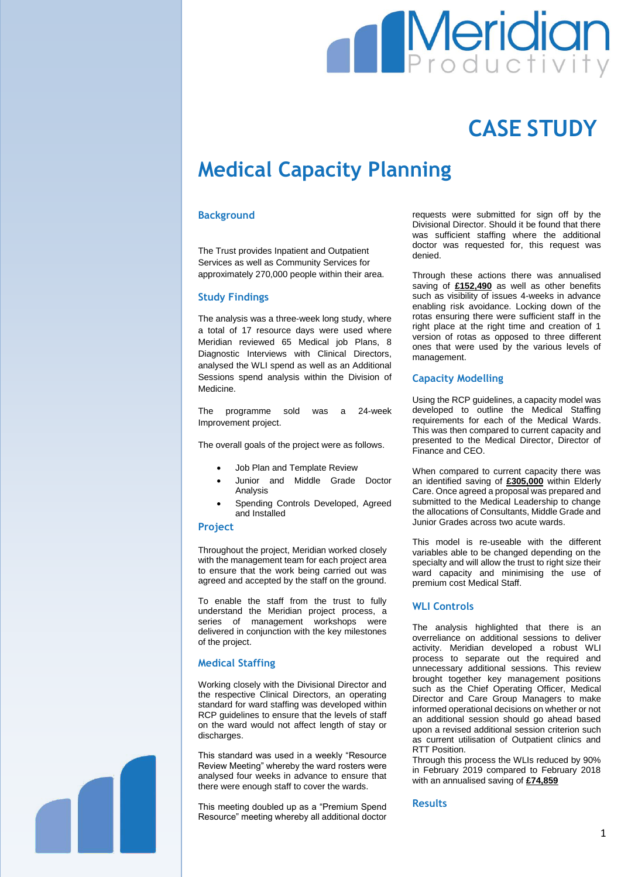Meridian Productivity

# CASE STUDY

# Medical Capacity Planning

## Background

The Trust provides Inpatient and Outpatient Services as well as Community Services for approximately 270,000 people within their area.

## Study Findings

The analysis was a three-week long study, where a total of 17 resource days were used where Meridian reviewed 65 Medical job Plans, 8 Diagnostic Interviews with Clinical Directors, analysed the WLI spend as well as an Additional Sessions spend analysis within the Division of Medicine.

The programme sold was a 24-week Improvement project.

The overall goals of the project were as follows.

- Job Plan and Template Review
- Junior and Middle Grade Doctor Analysis
- Spending Controls Developed, Agreed and Installed

## Project

Throughout the project, Meridian worked closely with the management team for each project area to ensure that the work being carried out was agreed and accepted by the staff on the ground.

To enable the staff from the trust to fully understand the Meridian project process, a series of management workshops were delivered in conjunction with the key milestones of the project.

## Medical Staffing

Working closely with the Divisional Director and the respective Clinical Directors, an operating standard for ward staffing was developed within RCP guidelines to ensure that the levels of staff on the ward would not affect length of stay or discharges.

This standard was used in a weekly "Resource Review Meeting" whereby the ward rosters were analysed four weeks in advance to ensure that there were enough staff to cover the wards.

This meeting doubled up as a "Premium Spend Resource" meeting whereby all additional doctor requests were submitted for sign off by the Divisional Director. Should it be found that there was sufficient staffing where the additional doctor was requested for, this request was denied.

Through these actions there was annualised saving of **£152,490** as well as other benefits such as visibility of issues 4-weeks in advance enabling risk avoidance. Locking down of the rotas ensuring there were sufficient staff in the right place at the right time and creation of 1 version of rotas as opposed to three different ones that were used by the various levels of management.

## Capacity Modelling

Using the RCP guidelines, a capacity model was developed to outline the Medical Staffing requirements for each of the Medical Wards. This was then compared to current capacity and presented to the Medical Director, Director of Finance and CEO.

When compared to current capacity there was an identified saving of **£305,000** within Elderly Care. Once agreed a proposal was prepared and submitted to the Medical Leadership to change the allocations of Consultants, Middle Grade and Junior Grades across two acute wards.

This model is re-useable with the different variables able to be changed depending on the specialty and will allow the trust to right size their ward capacity and minimising the use of premium cost Medical Staff.

## WLI Controls

The analysis highlighted that there is an overreliance on additional sessions to deliver activity. Meridian developed a robust WLI process to separate out the required and unnecessary additional sessions. This review brought together key management positions such as the Chief Operating Officer, Medical Director and Care Group Managers to make informed operational decisions on whether or not an additional session should go ahead based upon a revised additional session criterion such as current utilisation of Outpatient clinics and RTT Position.

Through this process the WLIs reduced by 90% in February 2019 compared to February 2018 with an annualised saving of **£74,859**

## Results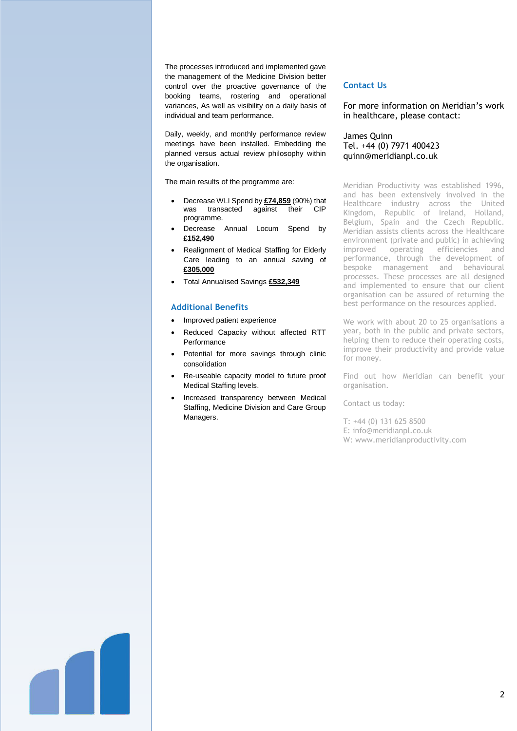The processes introduced and implemented gave the management of the Medicine Division better control over the proactive governance of the booking teams, rostering and operational variances, As well as visibility on a daily basis of individual and team performance.

Daily, weekly, and monthly performance review meetings have been installed. Embedding the planned versus actual review philosophy within the organisation.

The main results of the programme are:

- Decrease WLI Spend by **£74,859** (90%) that was transacted against their CIP programme.
- Decrease Annual Locum Spend by **£152,490**
- Realignment of Medical Staffing for Elderly Care leading to an annual saving of **£305,000**
- Total Annualised Savings **£532,349**

## Additional Benefits

- Improved patient experience
- Reduced Capacity without affected RTT Performance
- Potential for more savings through clinic consolidation
- Re-useable capacity model to future proof Medical Staffing levels.
- Increased transparency between Medical Staffing, Medicine Division and Care Group Managers.

## Contact Us

For more information on Meridian's work in healthcare, please contact:

James Quinn
Tel. +44 (0) 7971 400423
quinn@meridianpl.co.uk

Meridian Productivity was established 1996, and has been extensively involved in the Healthcare industry across the United Kingdom, Republic of Ireland, Holland, Belgium, Spain and the Czech Republic. Meridian assists clients across the Healthcare environment (private and public) in achieving improved operating efficiencies and performance, through the development of bespoke management and behavioural processes. These processes are all designed and implemented to ensure that our client organisation can be assured of returning the best performance on the resources applied.

We work with about 20 to 25 organisations a year, both in the public and private sectors, helping them to reduce their operating costs, improve their productivity and provide value for money.

Find out how Meridian can benefit your organisation.

Contact us today:

T: +44 (0) 131 625 8500
E: info@meridianpl.co.uk
W: www.meridianproductivity.com